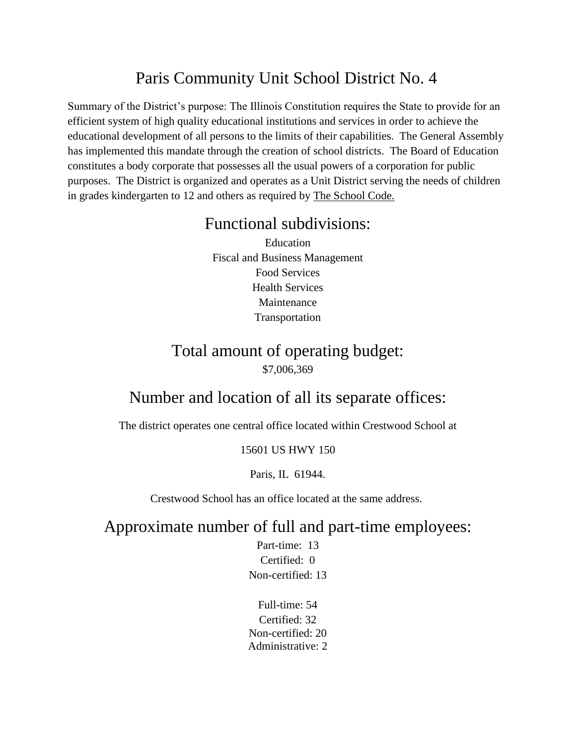# Paris Community Unit School District No. 4

Summary of the District's purpose: The Illinois Constitution requires the State to provide for an efficient system of high quality educational institutions and services in order to achieve the educational development of all persons to the limits of their capabilities. The General Assembly has implemented this mandate through the creation of school districts. The Board of Education constitutes a body corporate that possesses all the usual powers of a corporation for public purposes. The District is organized and operates as a Unit District serving the needs of children in grades kindergarten to 12 and others as required by The School Code.

## Functional subdivisions:

Education
Fiscal and Business Management
Food Services
Health Services
Maintenance
Transportation

## Total amount of operating budget:

$7,006,369

## Number and location of all its separate offices:

The district operates one central office located within Crestwood School at

15601 US HWY 150

Paris, IL 61944.

Crestwood School has an office located at the same address.

## Approximate number of full and part-time employees:

Part-time: 13
Certified: 0
Non-certified: 13

Full-time: 54
Certified: 32
Non-certified: 20
Administrative: 2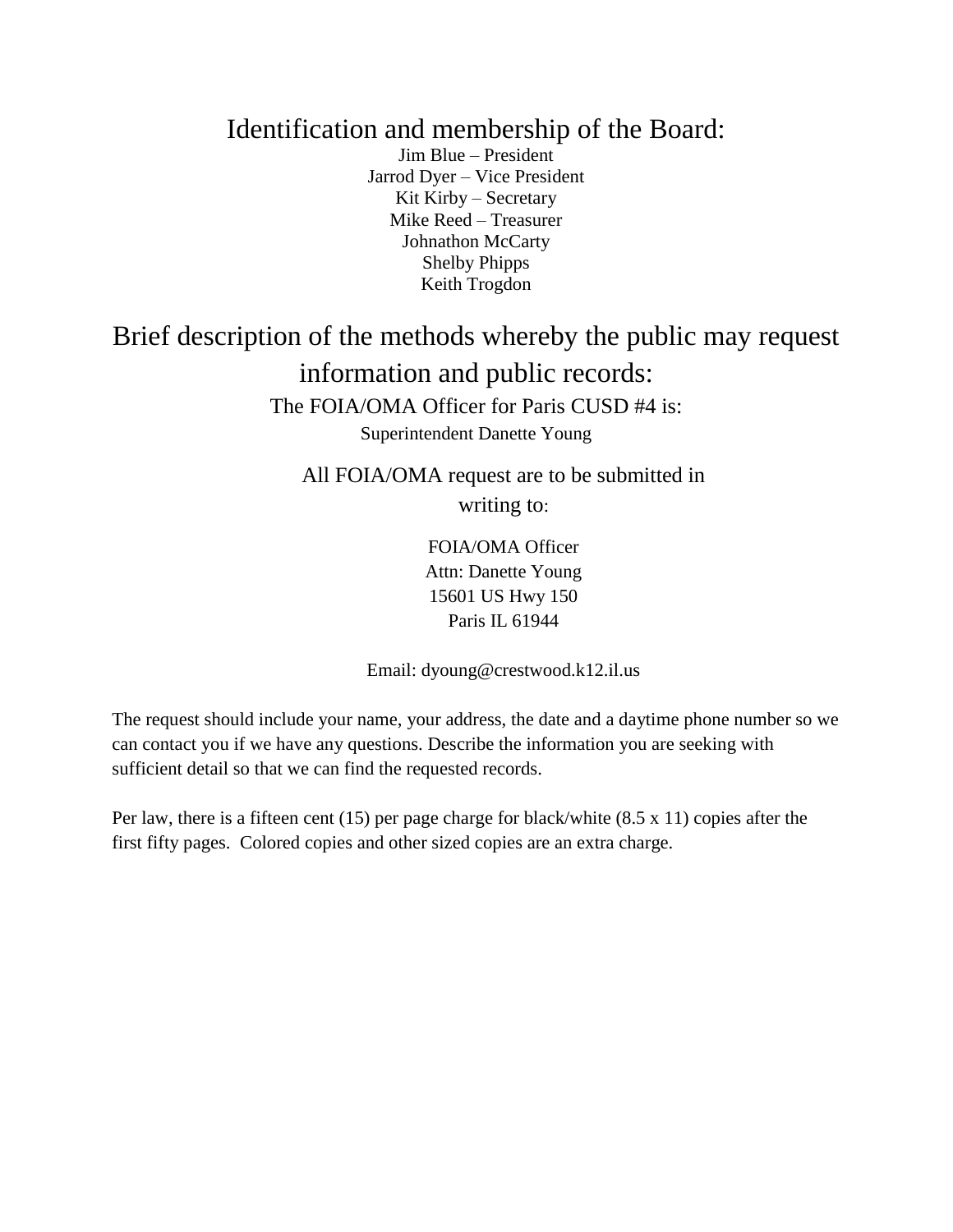# Identification and membership of the Board:

Jim Blue – President
Jarrod Dyer – Vice President
Kit Kirby – Secretary
Mike Reed – Treasurer
Johnathon McCarty
Shelby Phipps
Keith Trogdon

# Brief description of the methods whereby the public may request information and public records:

The FOIA/OMA Officer for Paris CUSD #4 is:

Superintendent Danette Young

All FOIA/OMA request are to be submitted in writing to:

FOIA/OMA Officer
Attn: Danette Young
15601 US Hwy 150
Paris IL 61944

Email: dyoung@crestwood.k12.il.us

The request should include your name, your address, the date and a daytime phone number so we can contact you if we have any questions. Describe the information you are seeking with sufficient detail so that we can find the requested records.

Per law, there is a fifteen cent (15) per page charge for black/white (8.5 x 11) copies after the first fifty pages. Colored copies and other sized copies are an extra charge.